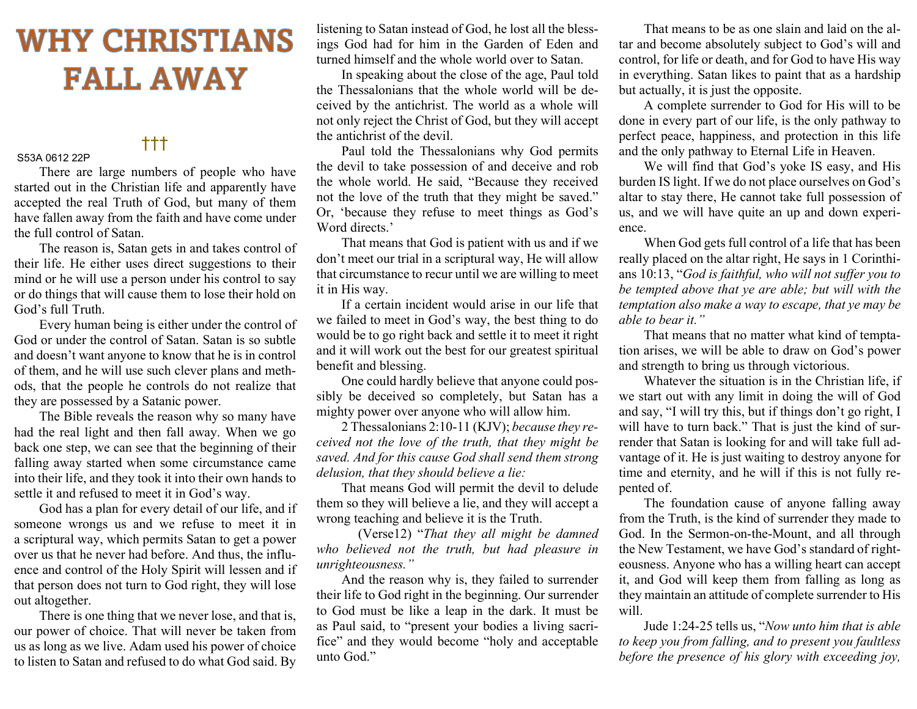# WHY CHRISTIANS FALL AWAY

†††

S53A 0612 22P

There are large numbers of people who have started out in the Christian life and apparently have accepted the real Truth of God, but many of them have fallen away from the faith and have come under the full control of Satan.

The reason is, Satan gets in and takes control of their life. He either uses direct suggestions to their mind or he will use a person under his control to say or do things that will cause them to lose their hold on God's full Truth.

Every human being is either under the control of God or under the control of Satan. Satan is so subtle and doesn't want anyone to know that he is in control of them, and he will use such clever plans and methods, that the people he controls do not realize that they are possessed by a Satanic power.

The Bible reveals the reason why so many have had the real light and then fall away. When we go back one step, we can see that the beginning of their falling away started when some circumstance came into their life, and they took it into their own hands to settle it and refused to meet it in God's way.

God has a plan for every detail of our life, and if someone wrongs us and we refuse to meet it in a scriptural way, which permits Satan to get a power over us that he never had before. And thus, the influence and control of the Holy Spirit will lessen and if that person does not turn to God right, they will lose out altogether.

There is one thing that we never lose, and that is, our power of choice. That will never be taken from us as long as we live. Adam used his power of choice to listen to Satan and refused to do what God said. By listening to Satan instead of God, he lost all the blessings God had for him in the Garden of Eden and turned himself and the whole world over to Satan.

In speaking about the close of the age, Paul told the Thessalonians that the whole world will be deceived by the antichrist. The world as a whole will not only reject the Christ of God, but they will accept the antichrist of the devil.

Paul told the Thessalonians why God permits the devil to take possession of and deceive and rob the whole world. He said, "Because they received not the love of the truth that they might be saved." Or, 'because they refuse to meet things as God's Word directs.'

That means that God is patient with us and if we don't meet our trial in a scriptural way, He will allow that circumstance to recur until we are willing to meet it in His way.

If a certain incident would arise in our life that we failed to meet in God's way, the best thing to do would be to go right back and settle it to meet it right and it will work out the best for our greatest spiritual benefit and blessing.

One could hardly believe that anyone could possibly be deceived so completely, but Satan has a mighty power over anyone who will allow him.

2 Thessalonians 2:10-11 (KJV); *because they received not the love of the truth, that they might be saved. And for this cause God shall send them strong delusion, that they should believe a lie:*

That means God will permit the devil to delude them so they will believe a lie, and they will accept a wrong teaching and believe it is the Truth.

(Verse12) "*That they all might be damned who believed not the truth, but had pleasure in unrighteousness.*"

And the reason why is, they failed to surrender their life to God right in the beginning. Our surrender to God must be like a leap in the dark. It must be as Paul said, to "present your bodies a living sacrifice" and they would become "holy and acceptable unto God."

That means to be as one slain and laid on the altar and become absolutely subject to God's will and control, for life or death, and for God to have His way in everything. Satan likes to paint that as a hardship but actually, it is just the opposite.

A complete surrender to God for His will to be done in every part of our life, is the only pathway to perfect peace, happiness, and protection in this life and the only pathway to Eternal Life in Heaven.

We will find that God's yoke IS easy, and His burden IS light. If we do not place ourselves on God's altar to stay there, He cannot take full possession of us, and we will have quite an up and down experience.

When God gets full control of a life that has been really placed on the altar right, He says in 1 Corinthians 10:13, "*God is faithful, who will not suffer you to be tempted above that ye are able; but will with the temptation also make a way to escape, that ye may be able to bear it.*"

That means that no matter what kind of temptation arises, we will be able to draw on God's power and strength to bring us through victorious.

Whatever the situation is in the Christian life, if we start out with any limit in doing the will of God and say, "I will try this, but if things don't go right, I will have to turn back." That is just the kind of surrender that Satan is looking for and will take full advantage of it. He is just waiting to destroy anyone for time and eternity, and he will if this is not fully repented of.

The foundation cause of anyone falling away from the Truth, is the kind of surrender they made to God. In the Sermon-on-the-Mount, and all through the New Testament, we have God's standard of righteousness. Anyone who has a willing heart can accept it, and God will keep them from falling as long as they maintain an attitude of complete surrender to His will.

Jude 1:24-25 tells us, "*Now unto him that is able to keep you from falling, and to present you faultless before the presence of his glory with exceeding joy,*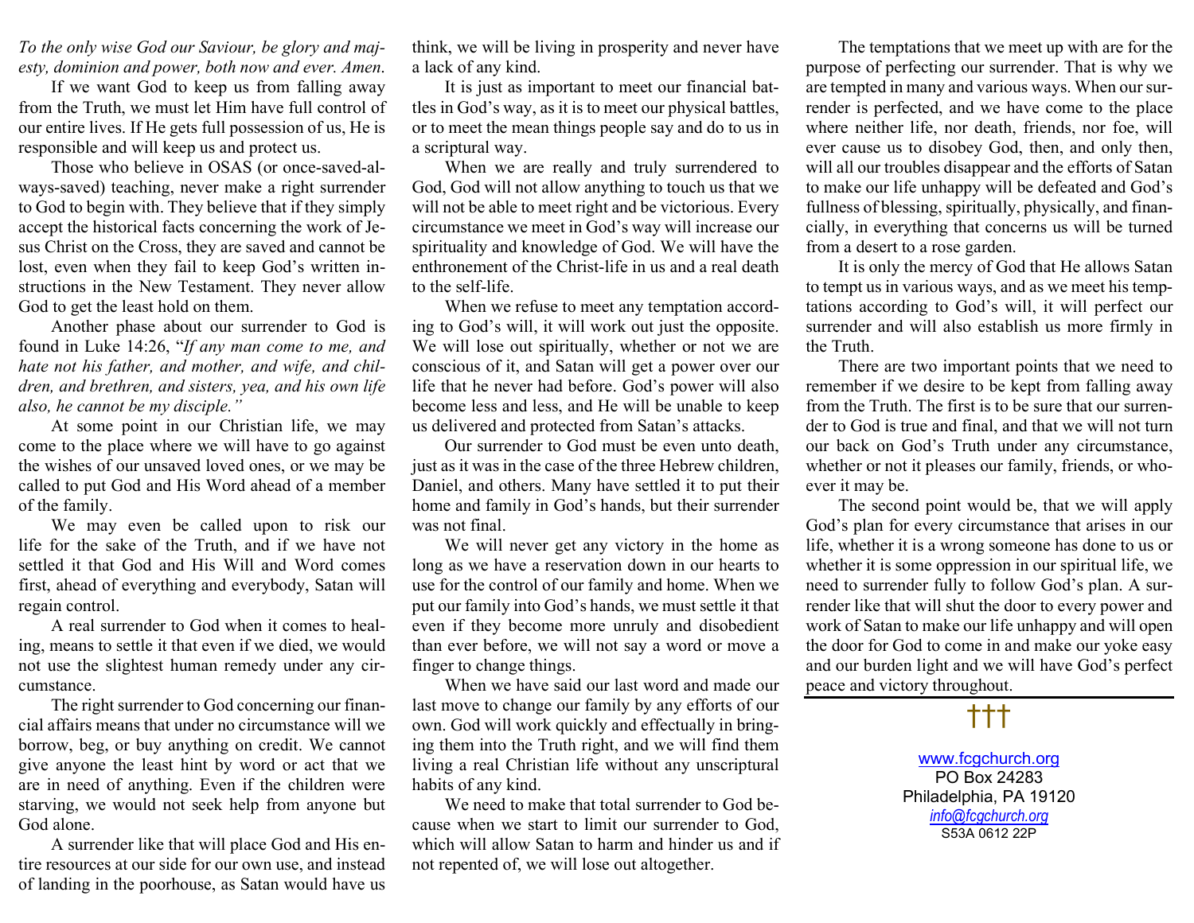*To the only wise God our Saviour, be glory and majesty, dominion and power, both now and ever. Amen.*

If we want God to keep us from falling away from the Truth, we must let Him have full control of our entire lives. If He gets full possession of us, He is responsible and will keep us and protect us.

Those who believe in OSAS (or once-saved-always-saved) teaching, never make a right surrender to God to begin with. They believe that if they simply accept the historical facts concerning the work of Jesus Christ on the Cross, they are saved and cannot be lost, even when they fail to keep God's written instructions in the New Testament. They never allow God to get the least hold on them.

Another phase about our surrender to God is found in Luke 14:26, "*If any man come to me, and hate not his father, and mother, and wife, and children, and brethren, and sisters, yea, and his own life also, he cannot be my disciple.*"

At some point in our Christian life, we may come to the place where we will have to go against the wishes of our unsaved loved ones, or we may be called to put God and His Word ahead of a member of the family.

We may even be called upon to risk our life for the sake of the Truth, and if we have not settled it that God and His Will and Word comes first, ahead of everything and everybody, Satan will regain control.

A real surrender to God when it comes to healing, means to settle it that even if we died, we would not use the slightest human remedy under any circumstance.

The right surrender to God concerning our financial affairs means that under no circumstance will we borrow, beg, or buy anything on credit. We cannot give anyone the least hint by word or act that we are in need of anything. Even if the children were starving, we would not seek help from anyone but God alone.

A surrender like that will place God and His entire resources at our side for our own use, and instead of landing in the poorhouse, as Satan would have us think, we will be living in prosperity and never have a lack of any kind.

It is just as important to meet our financial battles in God's way, as it is to meet our physical battles, or to meet the mean things people say and do to us in a scriptural way.

When we are really and truly surrendered to God, God will not allow anything to touch us that we will not be able to meet right and be victorious. Every circumstance we meet in God's way will increase our spirituality and knowledge of God. We will have the enthronement of the Christ-life in us and a real death to the self-life.

When we refuse to meet any temptation according to God's will, it will work out just the opposite. We will lose out spiritually, whether or not we are conscious of it, and Satan will get a power over our life that he never had before. God's power will also become less and less, and He will be unable to keep us delivered and protected from Satan's attacks.

Our surrender to God must be even unto death, just as it was in the case of the three Hebrew children, Daniel, and others. Many have settled it to put their home and family in God's hands, but their surrender was not final.

We will never get any victory in the home as long as we have a reservation down in our hearts to use for the control of our family and home. When we put our family into God's hands, we must settle it that even if they become more unruly and disobedient than ever before, we will not say a word or move a finger to change things.

When we have said our last word and made our last move to change our family by any efforts of our own. God will work quickly and effectually in bringing them into the Truth right, and we will find them living a real Christian life without any unscriptural habits of any kind.

We need to make that total surrender to God because when we start to limit our surrender to God, which will allow Satan to harm and hinder us and if not repented of, we will lose out altogether.

The temptations that we meet up with are for the purpose of perfecting our surrender. That is why we are tempted in many and various ways. When our surrender is perfected, and we have come to the place where neither life, nor death, friends, nor foe, will ever cause us to disobey God, then, and only then, will all our troubles disappear and the efforts of Satan to make our life unhappy will be defeated and God's fullness of blessing, spiritually, physically, and financially, in everything that concerns us will be turned from a desert to a rose garden.

It is only the mercy of God that He allows Satan to tempt us in various ways, and as we meet his temptations according to God's will, it will perfect our surrender and will also establish us more firmly in the Truth.

There are two important points that we need to remember if we desire to be kept from falling away from the Truth. The first is to be sure that our surrender to God is true and final, and that we will not turn our back on God's Truth under any circumstance, whether or not it pleases our family, friends, or whoever it may be.

The second point would be, that we will apply God's plan for every circumstance that arises in our life, whether it is a wrong someone has done to us or whether it is some oppression in our spiritual life, we need to surrender fully to follow God's plan. A surrender like that will shut the door to every power and work of Satan to make our life unhappy and will open the door for God to come in and make our yoke easy and our burden light and we will have God's perfect peace and victory throughout.

†††

www.fcgchurch.org
PO Box 24283
Philadelphia, PA 19120
*info@fcgchurch.org*
S53A 0612 22P